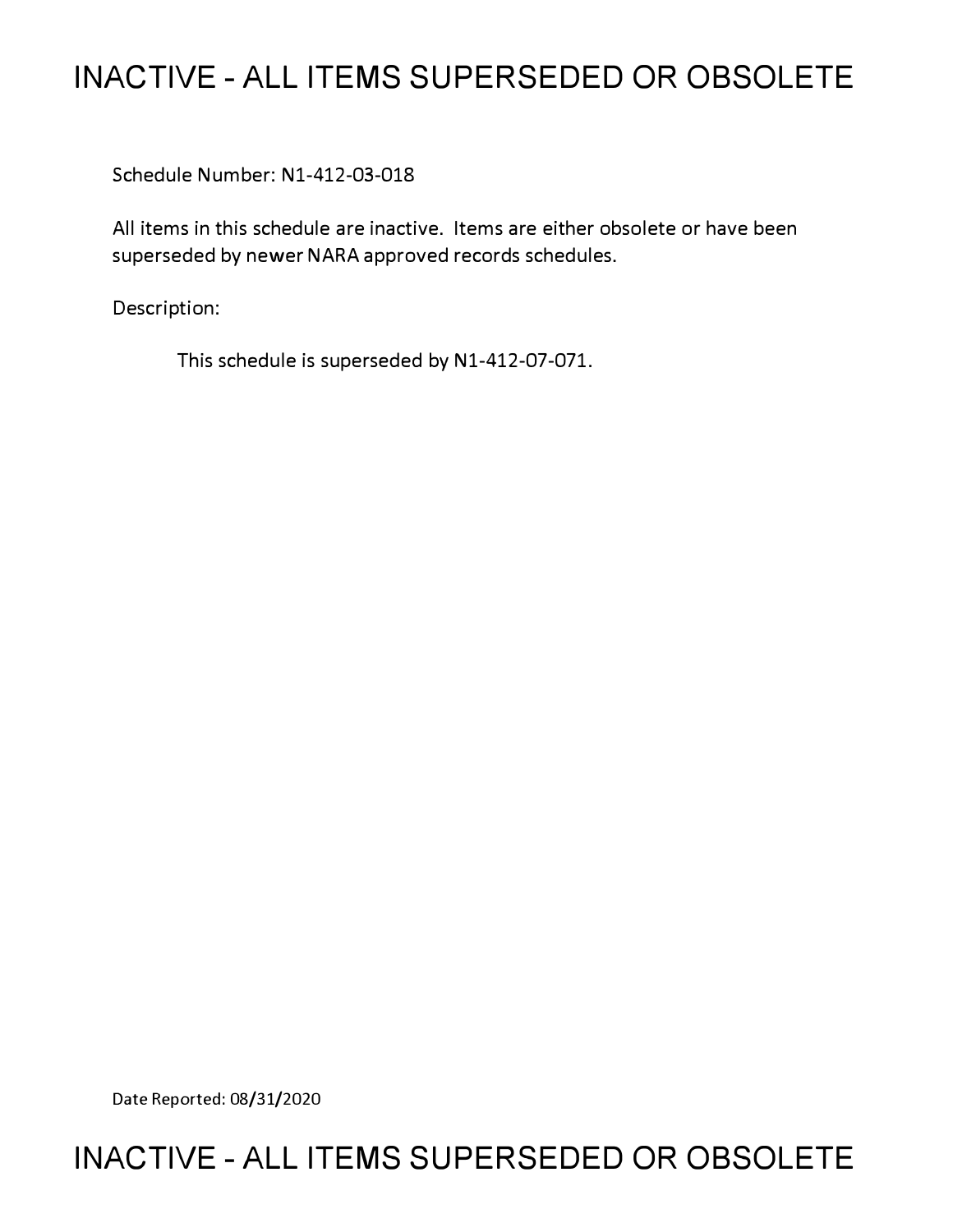# INACTIVE - ALL ITEMS SUPERSEDED OR OBSOLETE

Schedule Number: N1-412-03-018

All items in this schedule are inactive. Items are either obsolete or have been superseded by newer NARA approved records schedules.

Description:

This schedule is superseded by N1-412-07-071.

Date Reported: 08/31/2020

# INACTIVE - ALL ITEMS SUPERSEDED OR OBSOLETE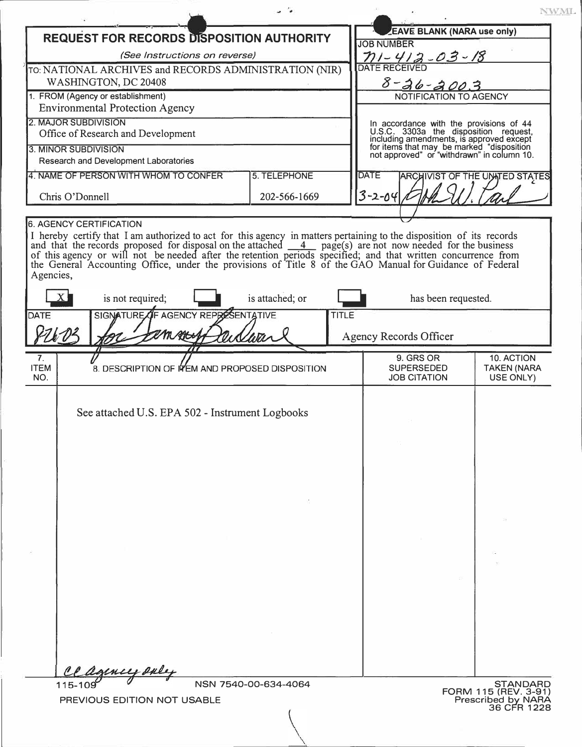NWML

# REQUEST FOR RECORDS DISPOSITION AUTHORITY

*(See Instructions on reverse)*

TO: NATIONAL ARCHIVES and RECORDS ADMINISTRATION (NIR)
WASHINGTON, DC 20408

| LEAVE BLANK (NARA use only) |
|---|
| JOB NUMBER: 71-412-03-18 |
| DATE RECEIVED: 8-26-2003 |

1. FROM (Agency or establishment)
Environmental Protection Agency

2. MAJOR SUBDIVISION
Office of Research and Development

3. MINOR SUBDIVISION
Research and Development Laboratories

| 4. NAME OF PERSON WITH WHOM TO CONFER | 5. TELEPHONE |
|---|---|
| Chris O'Donnell | 202-566-1669 |

**NOTIFICATION TO AGENCY**

In accordance with the provisions of 44 U.S.C. 3303a the disposition request, including amendments, is approved except for items that may be marked "disposition not approved" or "withdrawn" in column 10.

| DATE | ARCHIVIST OF THE UNITED STATES |
|---|---|
| 3-2-04 | [signature] |

6. AGENCY CERTIFICATION

I hereby certify that I am authorized to act for this agency in matters pertaining to the disposition of its records and that the records proposed for disposal on the attached 4 page(s) are not now needed for the business of this agency or will not be needed after the retention periods specified; and that written concurrence from the General Accounting Office, under the provisions of Title 8 of the GAO Manual for Guidance of Federal Agencies,

[X] is not required; [ ] is attached; or [ ] has been requested.

| DATE | SIGNATURE OF AGENCY REPRESENTATIVE | TITLE |
|---|---|---|
| 8/26/03 | for Tammy Bandaan [signature] | Agency Records Officer |

| 7. ITEM NO. | 8. DESCRIPTION OF ITEM AND PROPOSED DISPOSITION | 9. GRS OR SUPERSEDED JOB CITATION | 10. ACTION TAKEN (NARA USE ONLY) |
|---|---|---|---|
| | See attached U.S. EPA 502 - Instrument Logbooks | | |

cc agency only

115-109 NSN 7540-00-634-4064

PREVIOUS EDITION NOT USABLE

STANDARD FORM 115 (REV. 3-91)
Prescribed by NARA
36 CFR 1228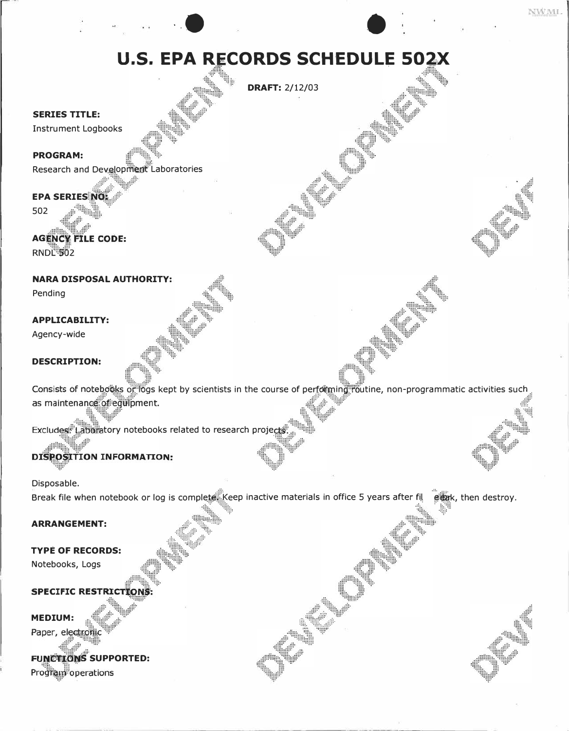# U.S. EPA RECORDS SCHEDULE 502X

**DRAFT:** 2/12/03

**SERIES TITLE:**
Instrument Logbooks

**PROGRAM:**
Research and Development Laboratories

**EPA SERIES NO:**
502

**AGENCY FILE CODE:**
RNDL 502

**NARA DISPOSAL AUTHORITY:**
Pending

**APPLICABILITY:**
Agency-wide

**DESCRIPTION:**

Consists of notebooks or logs kept by scientists in the course of performing routine, non-programmatic activities such as maintenance of equipment.

Excludes: Laboratory notebooks related to research projects.

**DISPOSITION INFORMATION:**

Disposable.
Break file when notebook or log is complete. Keep inactive materials in office 5 years after file break, then destroy.

**ARRANGEMENT:**

**TYPE OF RECORDS:**
Notebooks, Logs

**SPECIFIC RESTRICTIONS:**

**MEDIUM:**
Paper, electronic

**FUNCTIONS SUPPORTED:**
Program operations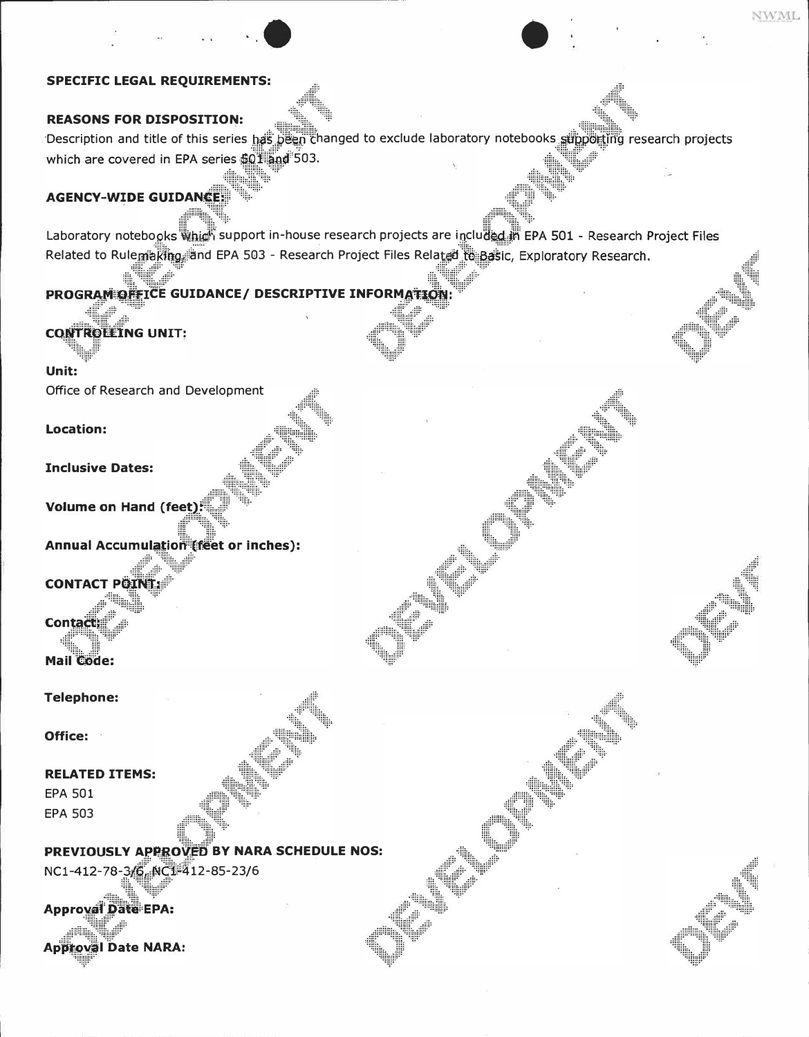**SPECIFIC LEGAL REQUIREMENTS:**

**REASONS FOR DISPOSITION:**

Description and title of this series has been changed to exclude laboratory notebooks supporting research projects which are covered in EPA series 501 and 503.

**AGENCY-WIDE GUIDANCE:**

Laboratory notebooks which support in-house research projects are included in EPA 501 - Research Project Files Related to Rulemaking, and EPA 503 - Research Project Files Related to Basic, Exploratory Research.

**PROGRAM OFFICE GUIDANCE/ DESCRIPTIVE INFORMATION:**

**CONTROLLING UNIT:**

**Unit:**
Office of Research and Development

**Location:**

**Inclusive Dates:**

**Volume on Hand (feet):**

**Annual Accumulation (feet or inches):**

**CONTACT POINT:**

**Contact:**

**Mail Code:**

**Telephone:**

**Office:**

**RELATED ITEMS:**
EPA 501
EPA 503

**PREVIOUSLY APPROVED BY NARA SCHEDULE NOS:**
NC1-412-78-3/6, NC1-412-85-23/6

**Approval Date EPA:**

**Approval Date NARA:**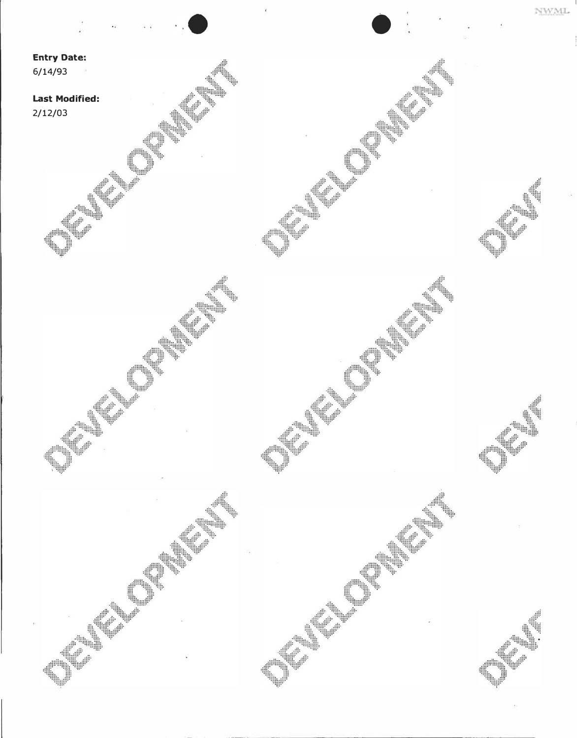**Entry Date:**
6/14/93

**Last Modified:**
2/12/03